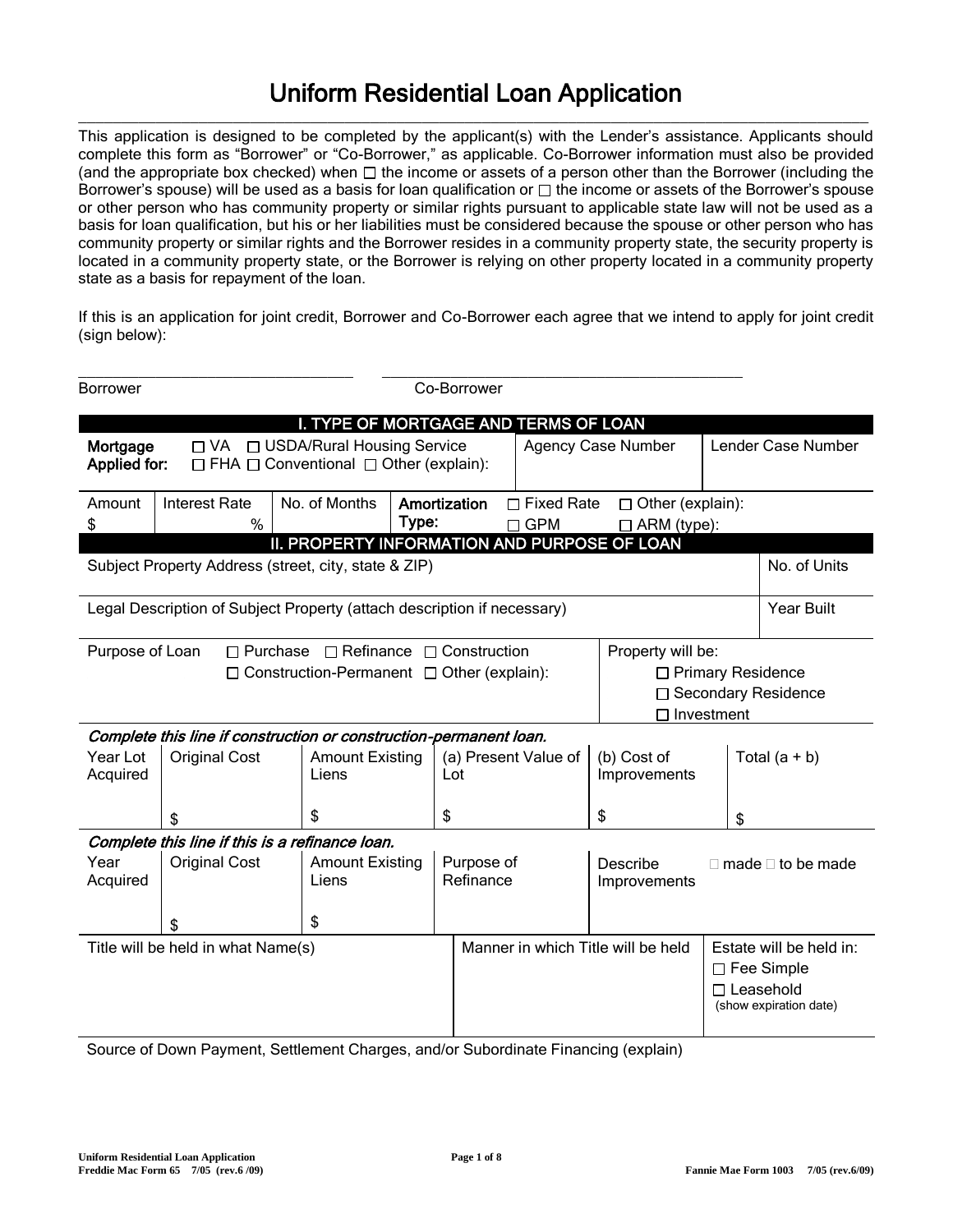# Uniform Residential Loan Application

This application is designed to be completed by the applicant(s) with the Lender's assistance. Applicants should complete this form as "Borrower" or "Co-Borrower," as applicable. Co-Borrower information must also be provided (and the appropriate box checked) when ☐ the income or assets of a person other than the Borrower (including the Borrower's spouse) will be used as a basis for loan qualification or ☐ the income or assets of the Borrower's spouse or other person who has community property or similar rights pursuant to applicable state law will not be used as a basis for loan qualification, but his or her liabilities must be considered because the spouse or other person who has community property or similar rights and the Borrower resides in a community property state, the security property is located in a community property state, or the Borrower is relying on other property located in a community property state as a basis for repayment of the loan.

If this is an application for joint credit, Borrower and Co-Borrower each agree that we intend to apply for joint credit (sign below):

\_\_\_\_\_\_\_\_\_\_\_\_\_\_\_\_\_\_\_\_\_\_\_\_\_\_\_\_\_\_ \_\_\_\_\_\_\_\_\_\_\_\_\_\_\_\_\_\_\_\_\_\_\_\_\_\_\_\_\_\_

Borrower Co-Borrower

## I. TYPE OF MORTGAGE AND TERMS OF LOAN

| **Mortgage Applied for:** ☐ VA ☐ USDA/Rural Housing Service ☐ FHA ☐ Conventional ☐ Other (explain): | Agency Case Number | Lender Case Number |
|---|---|---|

| Amount | Interest Rate | No. of Months | **Amortization Type:** | ☐ Fixed Rate ☐ GPM | ☐ Other (explain): ☐ ARM (type): |
|---|---|---|---|---|---|
| $ | % | | | | |

## II. PROPERTY INFORMATION AND PURPOSE OF LOAN

| Subject Property Address (street, city, state & ZIP) | No. of Units |
|---|---|
| Legal Description of Subject Property (attach description if necessary) | Year Built |

| Purpose of Loan ☐ Purchase ☐ Refinance ☐ Construction ☐ Construction-Permanent ☐ Other (explain): | Property will be: ☐ Primary Residence ☐ Secondary Residence ☐ Investment |
|---|---|

***Complete this line if construction or construction-permanent loan.***

| Year Lot Acquired | Original Cost | Amount Existing Liens | (a) Present Value of Lot | (b) Cost of Improvements | Total (a + b) |
|---|---|---|---|---|---|
| | $ | $ | $ | $ | $ |

***Complete this line if this is a refinance loan.***

| Year Acquired | Original Cost | Amount Existing Liens | Purpose of Refinance | Describe Improvements ☐ made ☐ to be made |
|---|---|---|---|---|
| | $ | $ | | |

| Title will be held in what Name(s) | Manner in which Title will be held | Estate will be held in: ☐ Fee Simple ☐ Leasehold (show expiration date) |
|---|---|---|

Source of Down Payment, Settlement Charges, and/or Subordinate Financing (explain)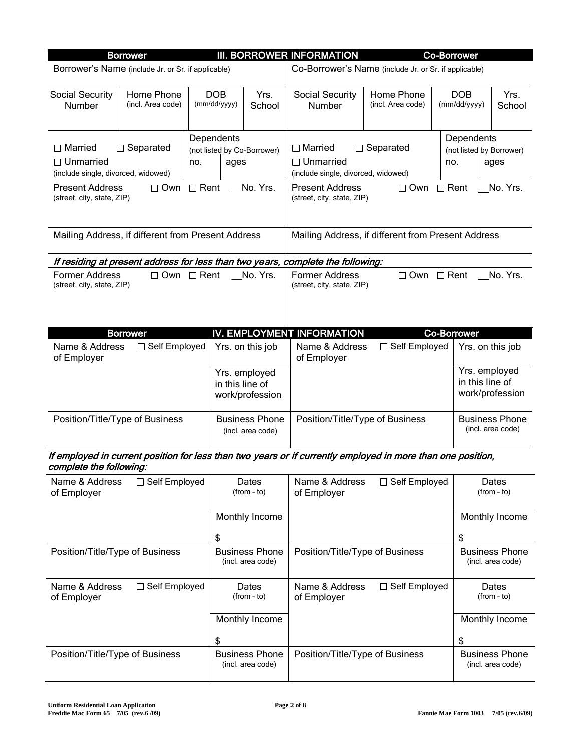## III. BORROWER INFORMATION

| Borrower | | | | Co-Borrower | | | |
|---|---|---|---|---|---|---|---|
| Borrower's Name (include Jr. or Sr. if applicable) | | | | Co-Borrower's Name (include Jr. or Sr. if applicable) | | | |
| Social Security Number | Home Phone (incl. Area code) | DOB (mm/dd/yyyy) | Yrs. School | Social Security Number | Home Phone (incl. Area code) | DOB (mm/dd/yyyy) | Yrs. School |
| ☐ Married ☐ Separated ☐ Unmarried (include single, divorced, widowed) | | Dependents (not listed by Co-Borrower) no. ages | | ☐ Married ☐ Separated ☐ Unmarried (include single, divorced, widowed) | | Dependents (not listed by Borrower) no. ages | |
| Present Address (street, city, state, ZIP) ☐ Own ☐ Rent __No. Yrs. | | | | Present Address (street, city, state, ZIP) ☐ Own ☐ Rent __No. Yrs. | | | |
| Mailing Address, if different from Present Address | | | | Mailing Address, if different from Present Address | | | |

***If residing at present address for less than two years, complete the following:***

| Borrower | Co-Borrower |
|---|---|
| Former Address (street, city, state, ZIP) ☐ Own ☐ Rent __No. Yrs. | Former Address (street, city, state, ZIP) ☐ Own ☐ Rent __No. Yrs. |

## IV. EMPLOYMENT INFORMATION

| Borrower | | Co-Borrower | |
|---|---|---|---|
| Name & Address of Employer ☐ Self Employed | Yrs. on this job | Name & Address of Employer ☐ Self Employed | Yrs. on this job |
| | Yrs. employed in this line of work/profession | | Yrs. employed in this line of work/profession |
| Position/Title/Type of Business | Business Phone (incl. area code) | Position/Title/Type of Business | Business Phone (incl. area code) |

***If employed in current position for less than two years or if currently employed in more than one position, complete the following:***

| Borrower | | Co-Borrower | |
|---|---|---|---|
| Name & Address of Employer ☐ Self Employed | Dates (from - to) | Name & Address of Employer ☐ Self Employed | Dates (from - to) |
| | Monthly Income $ | | Monthly Income $ |
| Position/Title/Type of Business | Business Phone (incl. area code) | Position/Title/Type of Business | Business Phone (incl. area code) |
| Name & Address of Employer ☐ Self Employed | Dates (from - to) | Name & Address of Employer ☐ Self Employed | Dates (from - to) |
| | Monthly Income $ | | Monthly Income $ |
| Position/Title/Type of Business | Business Phone (incl. area code) | Position/Title/Type of Business | Business Phone (incl. area code) |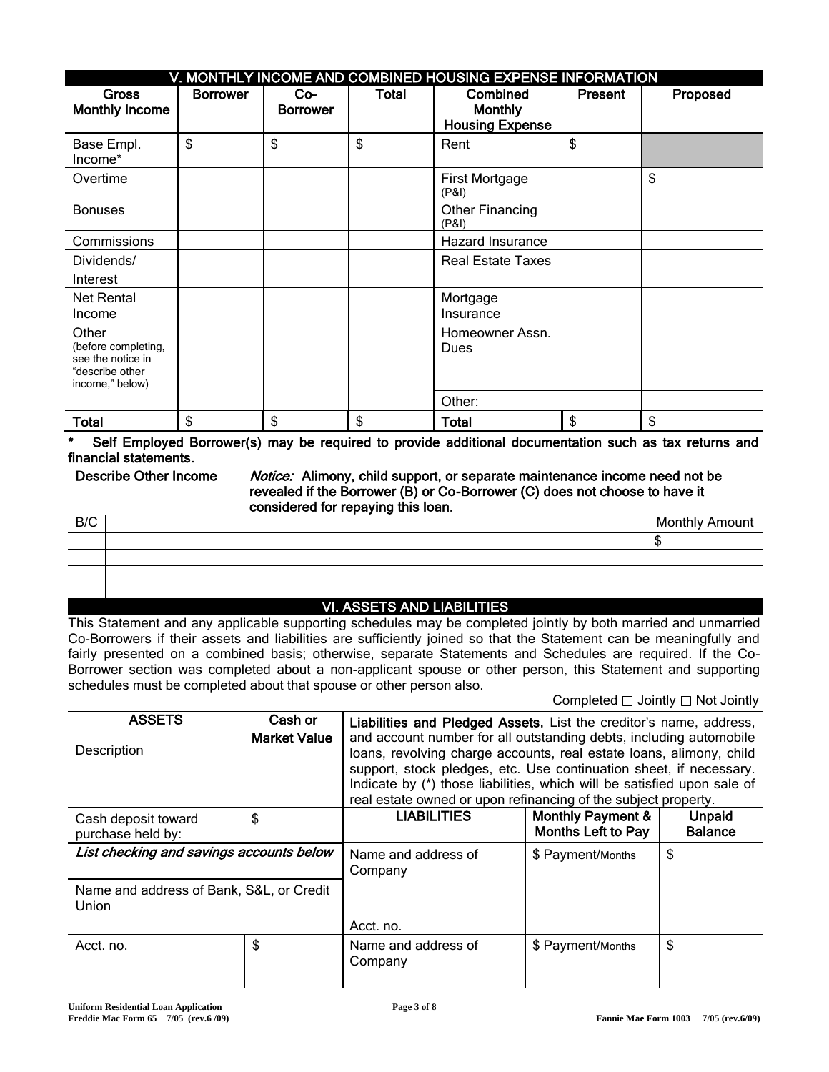## V. MONTHLY INCOME AND COMBINED HOUSING EXPENSE INFORMATION

| Gross Monthly Income | Borrower | Co-Borrower | Total | Combined Monthly Housing Expense | Present | Proposed |
|---|---|---|---|---|---|---|
| Base Empl. Income* | $ | $ | $ | Rent | $ | |
| Overtime | | | | First Mortgage (P&I) | | $ |
| Bonuses | | | | Other Financing (P&I) | | |
| Commissions | | | | Hazard Insurance | | |
| Dividends/ Interest | | | | Real Estate Taxes | | |
| Net Rental Income | | | | Mortgage Insurance | | |
| Other (before completing, see the notice in "describe other income," below) | | | | Homeowner Assn. Dues | | |
| | | | | Other: | | |
| **Total** | $ | $ | $ | **Total** | $ | $ |

**\* Self Employed Borrower(s) may be required to provide additional documentation such as tax returns and financial statements.**

**Describe Other Income** *Notice:* **Alimony, child support, or separate maintenance income need not be revealed if the Borrower (B) or Co-Borrower (C) does not choose to have it considered for repaying this loan.**

| B/C | | Monthly Amount |
|---|---|---|
| | | $ |
| | | |
| | | |
| | | |

## VI. ASSETS AND LIABILITIES

This Statement and any applicable supporting schedules may be completed jointly by both married and unmarried Co-Borrowers if their assets and liabilities are sufficiently joined so that the Statement can be meaningfully and fairly presented on a combined basis; otherwise, separate Statements and Schedules are required. If the Co-Borrower section was completed about a non-applicant spouse or other person, this Statement and supporting schedules must be completed about that spouse or other person also.

Completed ☐ Jointly ☐ Not Jointly

| ASSETS Description | Cash or Market Value | **Liabilities and Pledged Assets.** List the creditor's name, address, and account number for all outstanding debts, including automobile loans, revolving charge accounts, real estate loans, alimony, child support, stock pledges, etc. Use continuation sheet, if necessary. Indicate by (*) those liabilities, which will be satisfied upon sale of real estate owned or upon refinancing of the subject property. | | |
|---|---|---|---|---|
| Cash deposit toward purchase held by: | $ | **LIABILITIES** | **Monthly Payment & Months Left to Pay** | **Unpaid Balance** |
| ***List checking and savings accounts below*** | | Name and address of Company | $ Payment/Months | $ |
| Name and address of Bank, S&L, or Credit Union | | | | |
| | | Acct. no. | | |
| Acct. no. | $ | Name and address of Company | $ Payment/Months | $ |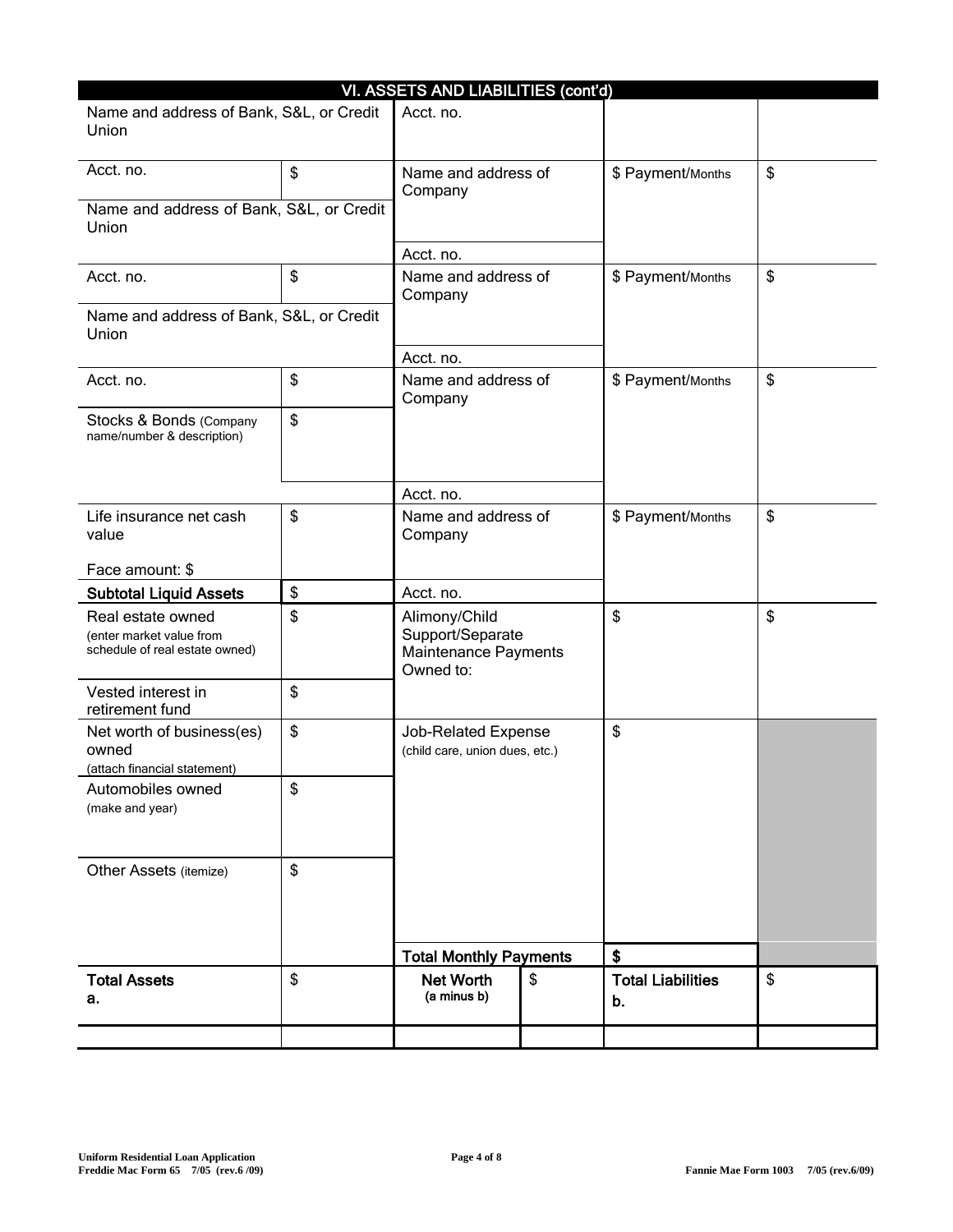## VI. ASSETS AND LIABILITIES (cont'd)

| | | | | |
|---|---|---|---|---|
| Name and address of Bank, S&L, or Credit Union | | Acct. no. | | |
| Acct. no. | $ | Name and address of Company | $ Payment/Months | $ |
| Name and address of Bank, S&L, or Credit Union | | Acct. no. | | |
| Acct. no. | $ | Name and address of Company | $ Payment/Months | $ |
| Name and address of Bank, S&L, or Credit Union | | Acct. no. | | |
| Acct. no. | $ | Name and address of Company | $ Payment/Months | $ |
| Stocks & Bonds (Company name/number & description) | $ | Acct. no. | | |
| Life insurance net cash value<br>Face amount: $ | $ | Name and address of Company | $ Payment/Months | $ |
| **Subtotal Liquid Assets** | $ | Acct. no. | | |
| Real estate owned (enter market value from schedule of real estate owned) | $ | Alimony/Child Support/Separate Maintenance Payments Owned to: | $ | $ |
| Vested interest in retirement fund | $ | | | |
| Net worth of business(es) owned (attach financial statement) | $ | Job-Related Expense (child care, union dues, etc.) | $ | |
| Automobiles owned (make and year) | $ | | | |
| Other Assets (itemize) | $ | | | |
| | | **Total Monthly Payments** | **$** | |
| **Total Assets a.** | $ | **Net Worth** (a minus b) $ | **Total Liabilities b.** | $ |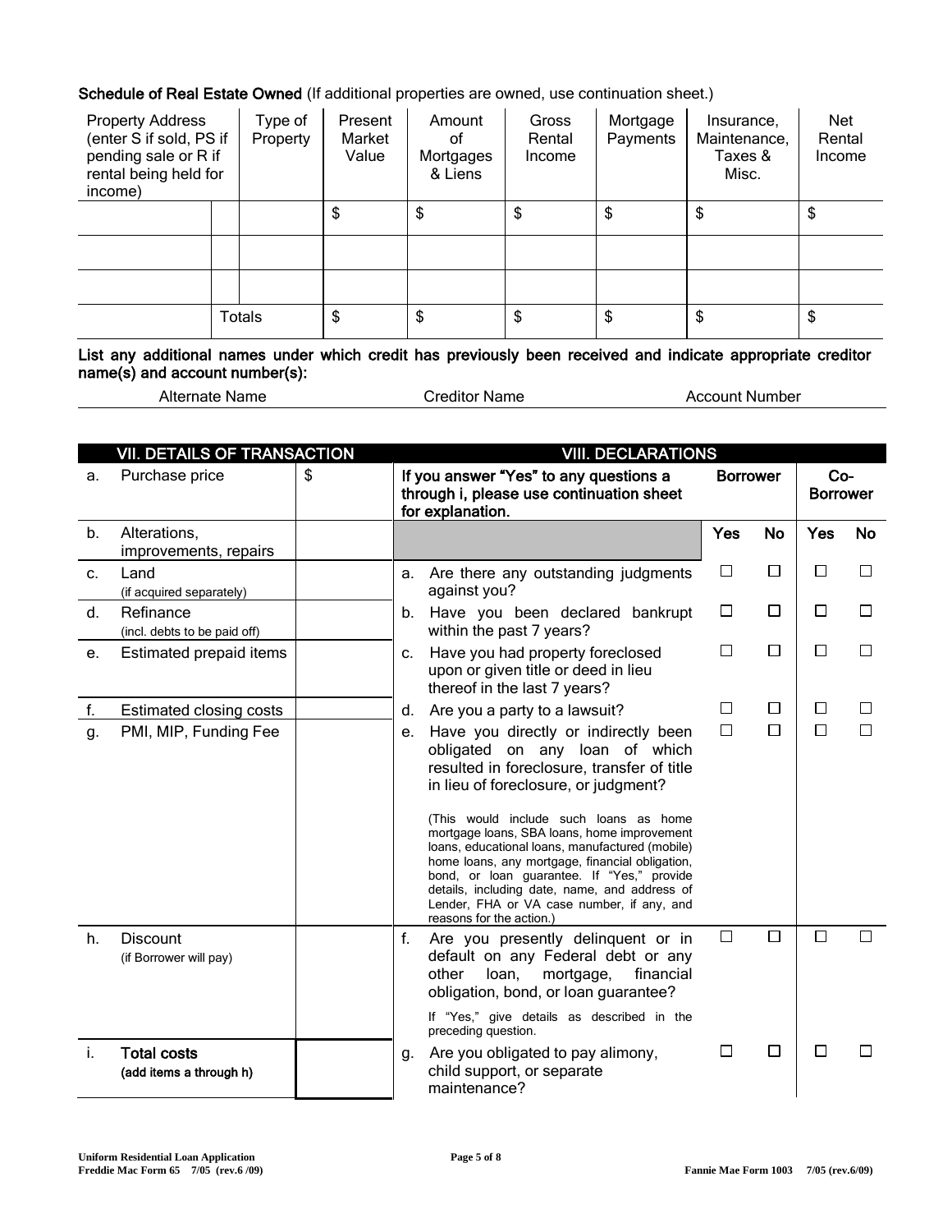**Schedule of Real Estate Owned** (If additional properties are owned, use continuation sheet.)

| Property Address (enter S if sold, PS if pending sale or R if rental being held for income) | | Type of Property | Present Market Value | Amount of Mortgages & Liens | Gross Rental Income | Mortgage Payments | Insurance, Maintenance, Taxes & Misc. | Net Rental Income |
|---|---|---|---|---|---|---|---|---|
| | | | $ | $ | $ | $ | $ | $ |
| | | | | | | | | |
| | | | | | | | | |
| | Totals | | $ | $ | $ | $ | $ | $ |

**List any additional names under which credit has previously been received and indicate appropriate creditor name(s) and account number(s):**

| Alternate Name | Creditor Name | Account Number |
|---|---|---|
| | | |

| VII. DETAILS OF TRANSACTION | | |
|---|---|---|
| a. | Purchase price | $ |
| b. | Alterations, improvements, repairs | |
| c. | Land (if acquired separately) | |
| d. | Refinance (incl. debts to be paid off) | |
| e. | Estimated prepaid items | |
| f. | Estimated closing costs | |
| g. | PMI, MIP, Funding Fee | |
| h. | Discount (if Borrower will pay) | |
| i. | **Total costs** **(add items a through h)** | |

| VIII. DECLARATIONS | Borrower | | Co-Borrower | |
|---|---|---|---|---|
| **If you answer "Yes" to any questions a through i, please use continuation sheet for explanation.** | | | | |
| | **Yes** | **No** | **Yes** | **No** |
| a. Are there any outstanding judgments against you? | ☐ | ☐ | ☐ | ☐ |
| b. Have you been declared bankrupt within the past 7 years? | ☐ | ☐ | ☐ | ☐ |
| c. Have you had property foreclosed upon or given title or deed in lieu thereof in the last 7 years? | ☐ | ☐ | ☐ | ☐ |
| d. Are you a party to a lawsuit? | ☐ | ☐ | ☐ | ☐ |
| e. Have you directly or indirectly been obligated on any loan of which resulted in foreclosure, transfer of title in lieu of foreclosure, or judgment? (This would include such loans as home mortgage loans, SBA loans, home improvement loans, educational loans, manufactured (mobile) home loans, any mortgage, financial obligation, bond, or loan guarantee. If "Yes," provide details, including date, name, and address of Lender, FHA or VA case number, if any, and reasons for the action.) | ☐ | ☐ | ☐ | ☐ |
| f. Are you presently delinquent or in default on any Federal debt or any other loan, mortgage, financial obligation, bond, or loan guarantee? If "Yes," give details as described in the preceding question. | ☐ | ☐ | ☐ | ☐ |
| g. Are you obligated to pay alimony, child support, or separate maintenance? | ☐ | ☐ | ☐ | ☐ |

**Uniform Residential Loan Application**
**Freddie Mac Form 65 7/05 (rev.6 /09)** **Fannie Mae Form 1003 7/05 (rev.6/09)**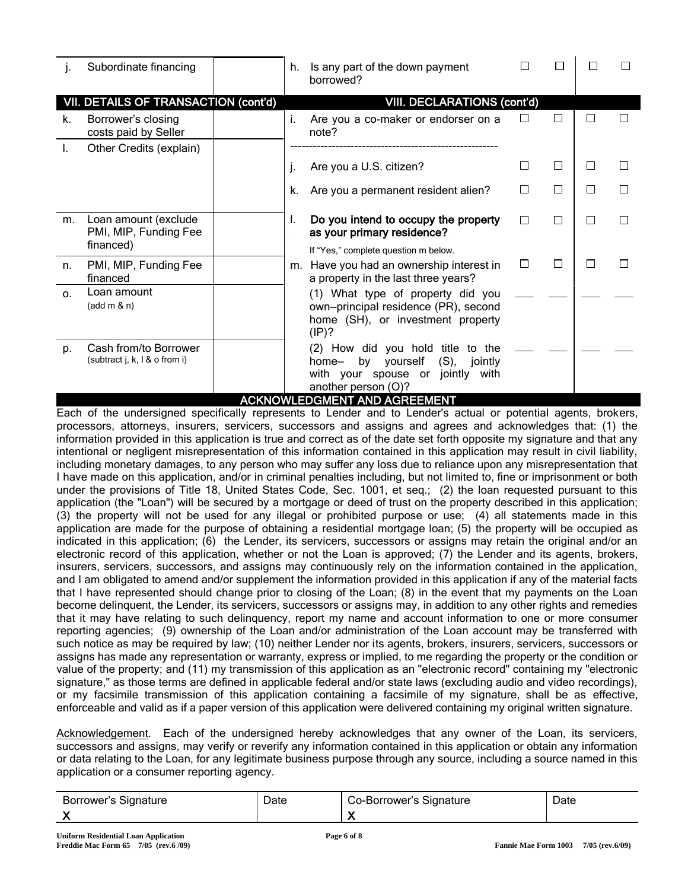| VII. DETAILS OF TRANSACTION (cont'd) | | | VIII. DECLARATIONS (cont'd) | | | | |
|---|---|---|---|---|---|---|---|
| j. Subordinate financing | | h. | Is any part of the down payment borrowed? | ☐ | ☐ | ☐ | ☐ |
| k. Borrower's closing costs paid by Seller | | i. | Are you a co-maker or endorser on a note? | ☐ | ☐ | ☐ | ☐ |
| l. Other Credits (explain) | | j. | Are you a U.S. citizen? | ☐ | ☐ | ☐ | ☐ |
| | | k. | Are you a permanent resident alien? | ☐ | ☐ | ☐ | ☐ |
| m. Loan amount (exclude PMI, MIP, Funding Fee financed) | | l. | **Do you intend to occupy the property as your primary residence?** If "Yes," complete question m below. | ☐ | ☐ | ☐ | ☐ |
| n. PMI, MIP, Funding Fee financed | | m. | Have you had an ownership interest in a property in the last three years? | ☐ | ☐ | ☐ | ☐ |
| o. Loan amount (add m & n) | | | (1) What type of property did you own–principal residence (PR), second home (SH), or investment property (IP)? | ___ | ___ | ___ | ___ |
| p. Cash from/to Borrower (subtract j, k, l & o from i) | | | (2) How did you hold title to the home– by yourself (S), jointly with your spouse or jointly with another person (O)? | ___ | ___ | ___ | ___ |

## ACKNOWLEDGMENT AND AGREEMENT

Each of the undersigned specifically represents to Lender and to Lender's actual or potential agents, brokers, processors, attorneys, insurers, servicers, successors and assigns and agrees and acknowledges that: (1) the information provided in this application is true and correct as of the date set forth opposite my signature and that any intentional or negligent misrepresentation of this information contained in this application may result in civil liability, including monetary damages, to any person who may suffer any loss due to reliance upon any misrepresentation that I have made on this application, and/or in criminal penalties including, but not limited to, fine or imprisonment or both under the provisions of Title 18, United States Code, Sec. 1001, et seq.; (2) the loan requested pursuant to this application (the "Loan") will be secured by a mortgage or deed of trust on the property described in this application; (3) the property will not be used for any illegal or prohibited purpose or use; (4) all statements made in this application are made for the purpose of obtaining a residential mortgage loan; (5) the property will be occupied as indicated in this application; (6) the Lender, its servicers, successors or assigns may retain the original and/or an electronic record of this application, whether or not the Loan is approved; (7) the Lender and its agents, brokers, insurers, servicers, successors, and assigns may continuously rely on the information contained in the application, and I am obligated to amend and/or supplement the information provided in this application if any of the material facts that I have represented should change prior to closing of the Loan; (8) in the event that my payments on the Loan become delinquent, the Lender, its servicers, successors or assigns may, in addition to any other rights and remedies that it may have relating to such delinquency, report my name and account information to one or more consumer reporting agencies; (9) ownership of the Loan and/or administration of the Loan account may be transferred with such notice as may be required by law; (10) neither Lender nor its agents, brokers, insurers, servicers, successors or assigns has made any representation or warranty, express or implied, to me regarding the property or the condition or value of the property; and (11) my transmission of this application as an "electronic record" containing my "electronic signature," as those terms are defined in applicable federal and/or state laws (excluding audio and video recordings), or my facsimile transmission of this application containing a facsimile of my signature, shall be as effective, enforceable and valid as if a paper version of this application were delivered containing my original written signature.

Acknowledgement. Each of the undersigned hereby acknowledges that any owner of the Loan, its servicers, successors and assigns, may verify or reverify any information contained in this application or obtain any information or data relating to the Loan, for any legitimate business purpose through any source, including a source named in this application or a consumer reporting agency.

| Borrower's Signature | Date | Co-Borrower's Signature | Date |
|---|---|---|---|
| X | | X | |

Uniform Residential Loan Application
Freddie Mac Form 65 7/05 (rev.6 /09) — Fannie Mae Form 1003 7/05 (rev.6/09)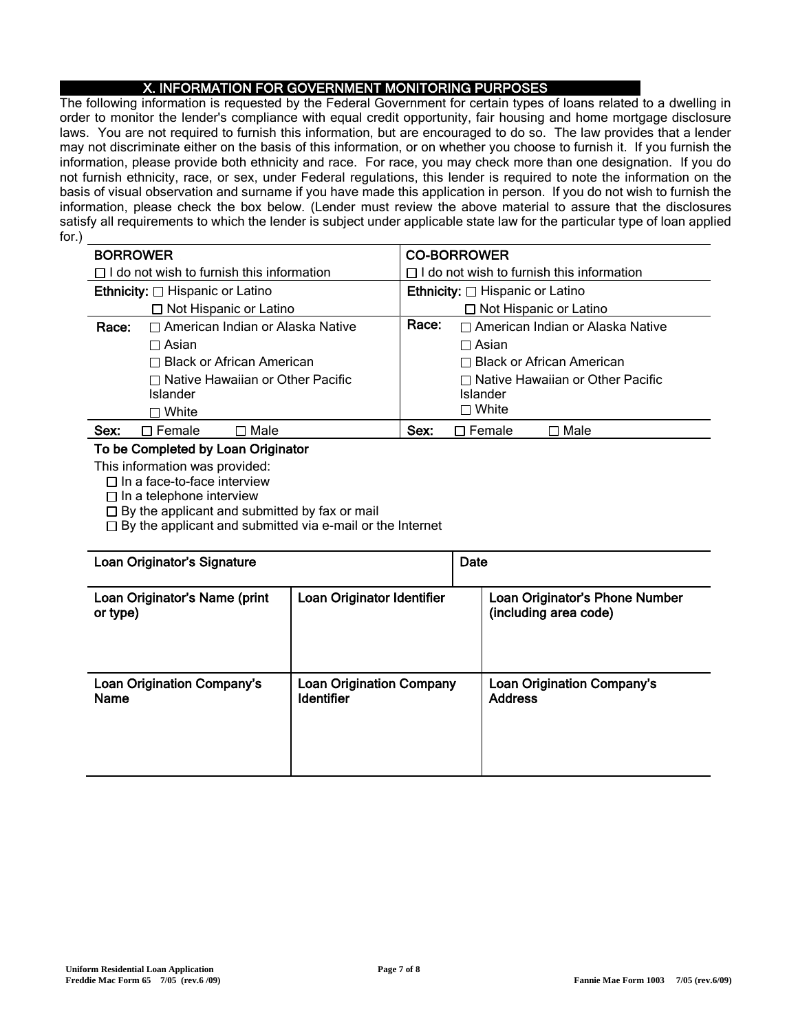## X. INFORMATION FOR GOVERNMENT MONITORING PURPOSES

The following information is requested by the Federal Government for certain types of loans related to a dwelling in order to monitor the lender's compliance with equal credit opportunity, fair housing and home mortgage disclosure laws. You are not required to furnish this information, but are encouraged to do so. The law provides that a lender may not discriminate either on the basis of this information, or on whether you choose to furnish it. If you furnish the information, please provide both ethnicity and race. For race, you may check more than one designation. If you do not furnish ethnicity, race, or sex, under Federal regulations, this lender is required to note the information on the basis of visual observation and surname if you have made this application in person. If you do not wish to furnish the information, please check the box below. (Lender must review the above material to assure that the disclosures satisfy all requirements to which the lender is subject under applicable state law for the particular type of loan applied for.)

| **BORROWER** | **CO-BORROWER** |
|---|---|
| ☐ I do not wish to furnish this information | ☐ I do not wish to furnish this information |
| **Ethnicity:** ☐ Hispanic or Latino<br>☐ Not Hispanic or Latino | **Ethnicity:** ☐ Hispanic or Latino<br>☐ Not Hispanic or Latino |
| **Race:** ☐ American Indian or Alaska Native<br>☐ Asian<br>☐ Black or African American<br>☐ Native Hawaiian or Other Pacific Islander<br>☐ White | **Race:** ☐ American Indian or Alaska Native<br>☐ Asian<br>☐ Black or African American<br>☐ Native Hawaiian or Other Pacific Islander<br>☐ White |
| **Sex:** ☐ Female ☐ Male | **Sex:** ☐ Female ☐ Male |

**To be Completed by Loan Originator**

This information was provided:

☐ In a face-to-face interview
☐ In a telephone interview
☐ By the applicant and submitted by fax or mail
☐ By the applicant and submitted via e-mail or the Internet

| **Loan Originator's Signature** | | **Date** |
|---|---|---|
| **Loan Originator's Name (print or type)** | **Loan Originator Identifier** | **Loan Originator's Phone Number (including area code)** |
| **Loan Origination Company's Name** | **Loan Origination Company Identifier** | **Loan Origination Company's Address** |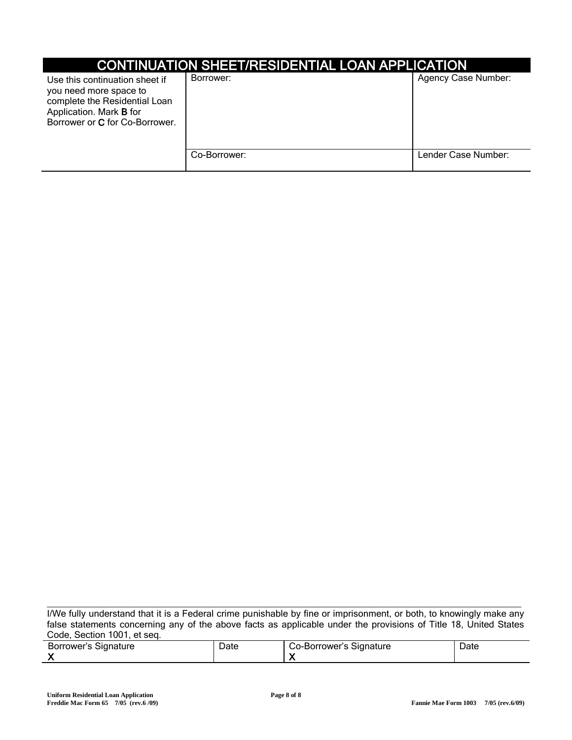# CONTINUATION SHEET/RESIDENTIAL LOAN APPLICATION

| | | |
|---|---|---|
| Use this continuation sheet if you need more space to complete the Residential Loan Application. Mark **B** for Borrower or **C** for Co-Borrower. | Borrower: | Agency Case Number: |
| | Co-Borrower: | Lender Case Number: |

I/We fully understand that it is a Federal crime punishable by fine or imprisonment, or both, to knowingly make any false statements concerning any of the above facts as applicable under the provisions of Title 18, United States Code, Section 1001, et seq.

| Borrower's Signature | Date | Co-Borrower's Signature | Date |
|---|---|---|---|
| X | | X | |

Uniform Residential Loan Application
Freddie Mac Form 65 7/05 (rev.6 /09)

Fannie Mae Form 1003 7/05 (rev.6/09)